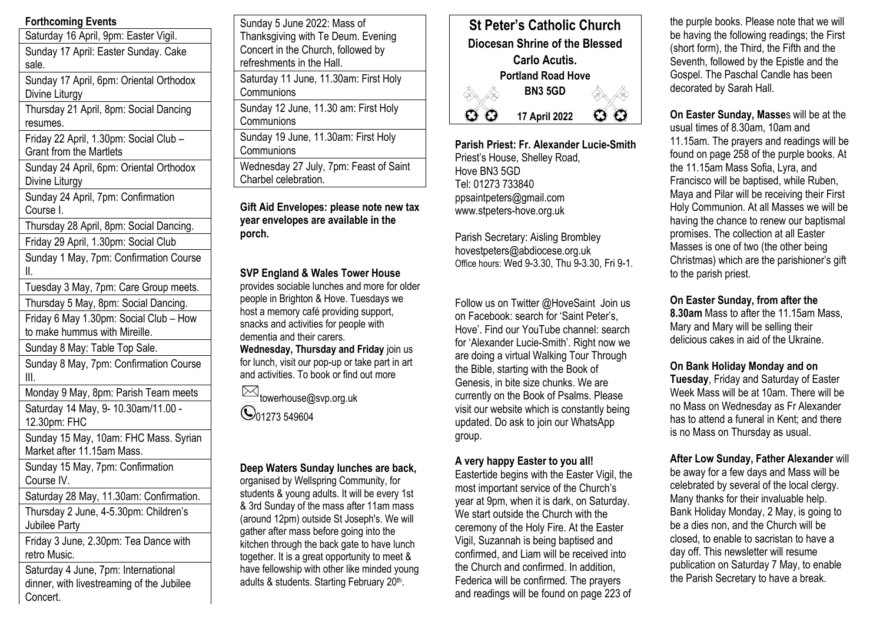## Forthcoming Events

| Forthcoming Events |
|---|
| Saturday 16 April, 9pm: Easter Vigil. |
| Sunday 17 April: Easter Sunday. Cake sale. |
| Sunday 17 April, 6pm: Oriental Orthodox Divine Liturgy |
| Thursday 21 April, 8pm: Social Dancing resumes. |
| Friday 22 April, 1.30pm: Social Club – Grant from the Martlets |
| Sunday 24 April, 6pm: Oriental Orthodox Divine Liturgy |
| Sunday 24 April, 7pm: Confirmation Course I. |
| Thursday 28 April, 8pm: Social Dancing. |
| Friday 29 April, 1.30pm: Social Club |
| Sunday 1 May, 7pm: Confirmation Course II. |
| Tuesday 3 May, 7pm: Care Group meets. |
| Thursday 5 May, 8pm: Social Dancing. |
| Friday 6 May 1.30pm: Social Club – How to make hummus with Mireille. |
| Sunday 8 May: Table Top Sale. |
| Sunday 8 May, 7pm: Confirmation Course III. |
| Monday 9 May, 8pm: Parish Team meets |
| Saturday 14 May, 9- 10.30am/11.00 - 12.30pm: FHC |
| Sunday 15 May, 10am: FHC Mass. Syrian Market after 11.15am Mass. |
| Sunday 15 May, 7pm: Confirmation Course IV. |
| Saturday 28 May, 11.30am: Confirmation. |
| Thursday 2 June, 4-5.30pm: Children's Jubilee Party |
| Friday 3 June, 2.30pm: Tea Dance with retro Music. |
| Saturday 4 June, 7pm: International dinner, with livestreaming of the Jubilee Concert. |
| Sunday 5 June 2022: Mass of Thanksgiving with Te Deum. Evening Concert in the Church, followed by refreshments in the Hall. |
| Saturday 11 June, 11.30am: First Holy Communions |
| Sunday 12 June, 11.30 am: First Holy Communions |
| Sunday 19 June, 11.30am: First Holy Communions |
| Wednesday 27 July, 7pm: Feast of Saint Charbel celebration. |

**Gift Aid Envelopes: please note new tax year envelopes are available in the porch.**

**SVP England & Wales Tower House** provides sociable lunches and more for older people in Brighton & Hove. Tuesdays we host a memory café providing support, snacks and activities for people with dementia and their carers. **Wednesday, Thursday and Friday** join us for lunch, visit our pop-up or take part in art and activities. To book or find out more

towerhouse@svp.org.uk
01273 549604

**Deep Waters Sunday lunches are back,** organised by Wellspring Community, for students & young adults. It will be every 1st & 3rd Sunday of the mass after 11am mass (around 12pm) outside St Joseph's. We will gather after mass before going into the kitchen through the back gate to have lunch together. It is a great opportunity to meet & have fellowship with other like minded young adults & students. Starting February 20th.

# St Peter's Catholic Church

**Diocesan Shrine of the Blessed Carlo Acutis.**

**Portland Road Hove**

**BN3 5GD**

**17 April 2022**

**Parish Priest: Fr. Alexander Lucie-Smith**
Priest's House, Shelley Road,
Hove BN3 5GD
Tel: 01273 733840
ppsaintpeters@gmail.com
www.stpeters-hove.org.uk

Parish Secretary: Aisling Brombley
hovestpeters@abdiocese.org.uk
Office hours: Wed 9-3.30, Thu 9-3.30, Fri 9-1.

Follow us on Twitter @HoveSaint Join us on Facebook: search for 'Saint Peter's, Hove'. Find our YouTube channel: search for 'Alexander Lucie-Smith'. Right now we are doing a virtual Walking Tour Through the Bible, starting with the Book of Genesis, in bite size chunks. We are currently on the Book of Psalms. Please visit our website which is constantly being updated. Do ask to join our WhatsApp group.

**A very happy Easter to you all!**
Eastertide begins with the Easter Vigil, the most important service of the Church's year at 9pm, when it is dark, on Saturday. We start outside the Church with the ceremony of the Holy Fire. At the Easter Vigil, Suzannah is being baptised and confirmed, and Liam will be received into the Church and confirmed. In addition, Federica will be confirmed. The prayers and readings will be found on page 223 of the purple books. Please note that we will be having the following readings; the First (short form), the Third, the Fifth and the Seventh, followed by the Epistle and the Gospel. The Paschal Candle has been decorated by Sarah Hall.

**On Easter Sunday, Masse**s will be at the usual times of 8.30am, 10am and 11.15am. The prayers and readings will be found on page 258 of the purple books. At the 11.15am Mass Sofia, Lyra, and Francisco will be baptised, while Ruben, Maya and Pilar will be receiving their First Holy Communion. At all Masses we will be having the chance to renew our baptismal promises. The collection at all Easter Masses is one of two (the other being Christmas) which are the parishioner's gift to the parish priest.

**On Easter Sunday, from after the 8.30am** Mass to after the 11.15am Mass, Mary and Mary will be selling their delicious cakes in aid of the Ukraine.

**On Bank Holiday Monday and on Tuesday**, Friday and Saturday of Easter Week Mass will be at 10am. There will be no Mass on Wednesday as Fr Alexander has to attend a funeral in Kent; and there is no Mass on Thursday as usual.

**After Low Sunday, Father Alexander** will be away for a few days and Mass will be celebrated by several of the local clergy. Many thanks for their invaluable help. Bank Holiday Monday, 2 May, is going to be a dies non, and the Church will be closed, to enable to sacristan to have a day off. This newsletter will resume publication on Saturday 7 May, to enable the Parish Secretary to have a break.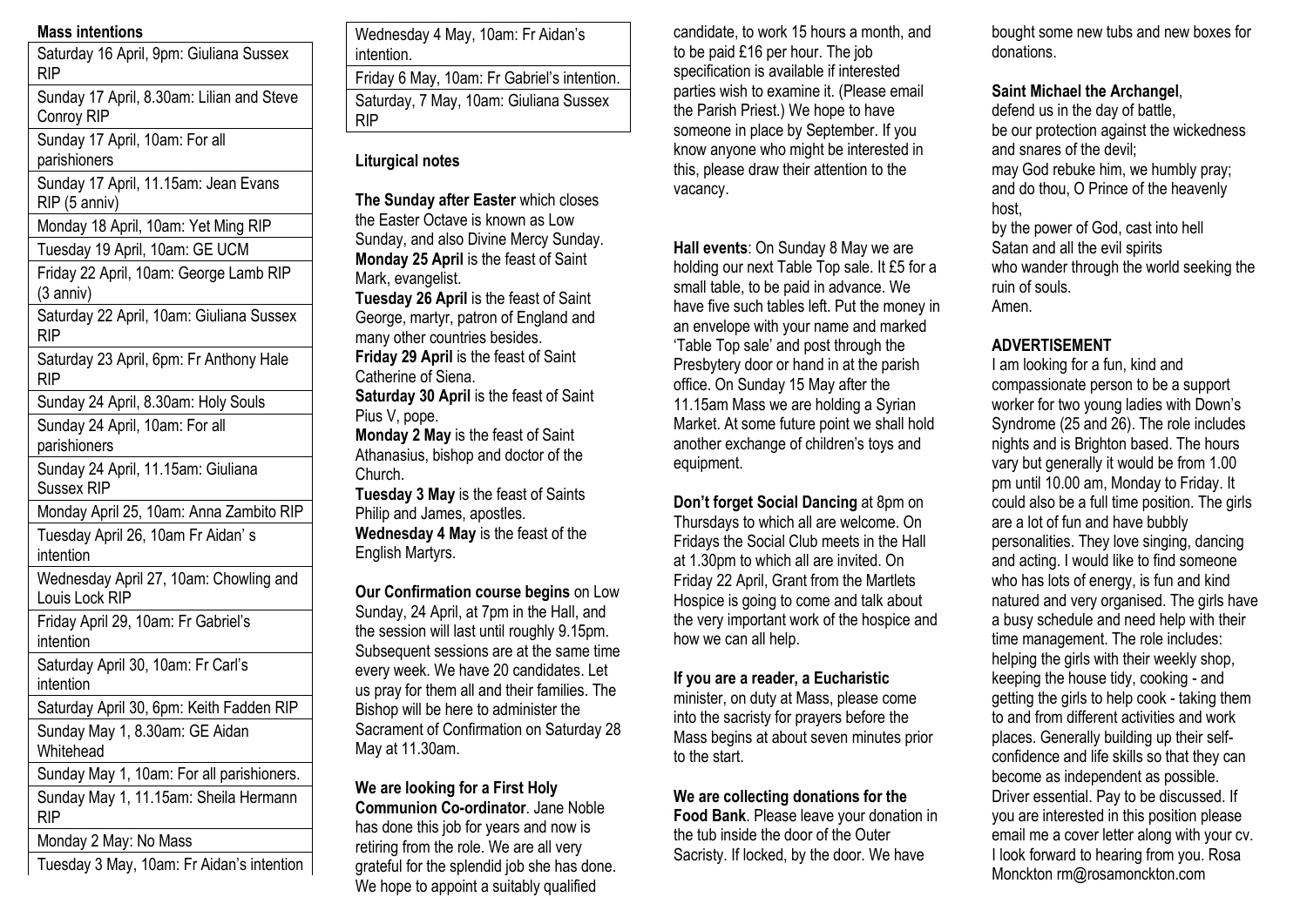**Mass intentions**

| |
|---|
| Saturday 16 April, 9pm: Giuliana Sussex RIP |
| Sunday 17 April, 8.30am: Lilian and Steve Conroy RIP |
| Sunday 17 April, 10am: For all parishioners |
| Sunday 17 April, 11.15am: Jean Evans RIP (5 anniv) |
| Monday 18 April, 10am: Yet Ming RIP |
| Tuesday 19 April, 10am: GE UCM |
| Friday 22 April, 10am: George Lamb RIP (3 anniv) |
| Saturday 22 April, 10am: Giuliana Sussex RIP |
| Saturday 23 April, 6pm: Fr Anthony Hale RIP |
| Sunday 24 April, 8.30am: Holy Souls |
| Sunday 24 April, 10am: For all parishioners |
| Sunday 24 April, 11.15am: Giuliana Sussex RIP |
| Monday April 25, 10am: Anna Zambito RIP |
| Tuesday April 26, 10am Fr Aidan' s intention |
| Wednesday April 27, 10am: Chowling and Louis Lock RIP |
| Friday April 29, 10am: Fr Gabriel's intention |
| Saturday April 30, 10am: Fr Carl's intention |
| Saturday April 30, 6pm: Keith Fadden RIP |
| Sunday May 1, 8.30am: GE Aidan Whitehead |
| Sunday May 1, 10am: For all parishioners. |
| Sunday May 1, 11.15am: Sheila Hermann RIP |
| Monday 2 May: No Mass |
| Tuesday 3 May, 10am: Fr Aidan's intention |
| Wednesday 4 May, 10am: Fr Aidan's intention. |
| Friday 6 May, 10am: Fr Gabriel's intention. |
| Saturday, 7 May, 10am: Giuliana Sussex RIP |

**Liturgical notes**

**The Sunday after Easter** which closes the Easter Octave is known as Low Sunday, and also Divine Mercy Sunday.
**Monday 25 April** is the feast of Saint Mark, evangelist.
**Tuesday 26 April** is the feast of Saint George, martyr, patron of England and many other countries besides.
**Friday 29 April** is the feast of Saint Catherine of Siena.
**Saturday 30 April** is the feast of Saint Pius V, pope.
**Monday 2 May** is the feast of Saint Athanasius, bishop and doctor of the Church.
**Tuesday 3 May** is the feast of Saints Philip and James, apostles.
**Wednesday 4 May** is the feast of the English Martyrs.

**Our Confirmation course begins** on Low Sunday, 24 April, at 7pm in the Hall, and the session will last until roughly 9.15pm. Subsequent sessions are at the same time every week. We have 20 candidates. Let us pray for them all and their families. The Bishop will be here to administer the Sacrament of Confirmation on Saturday 28 May at 11.30am.

**We are looking for a First Holy Communion Co-ordinator**. Jane Noble has done this job for years and now is retiring from the role. We are all very grateful for the splendid job she has done. We hope to appoint a suitably qualified candidate, to work 15 hours a month, and to be paid £16 per hour. The job specification is available if interested parties wish to examine it. (Please email the Parish Priest.) We hope to have someone in place by September. If you know anyone who might be interested in this, please draw their attention to the vacancy.

**Hall events**: On Sunday 8 May we are holding our next Table Top sale. It £5 for a small table, to be paid in advance. We have five such tables left. Put the money in an envelope with your name and marked 'Table Top sale' and post through the Presbytery door or hand in at the parish office. On Sunday 15 May after the 11.15am Mass we are holding a Syrian Market. At some future point we shall hold another exchange of children's toys and equipment.

**Don't forget Social Dancing** at 8pm on Thursdays to which all are welcome. On Fridays the Social Club meets in the Hall at 1.30pm to which all are invited. On Friday 22 April, Grant from the Martlets Hospice is going to come and talk about the very important work of the hospice and how we can all help.

**If you are a reader, a Eucharistic** minister, on duty at Mass, please come into the sacristy for prayers before the Mass begins at about seven minutes prior to the start.

**We are collecting donations for the Food Bank**. Please leave your donation in the tub inside the door of the Outer Sacristy. If locked, by the door. We have bought some new tubs and new boxes for donations.

**Saint Michael the Archangel**,
defend us in the day of battle,
be our protection against the wickedness and snares of the devil;
may God rebuke him, we humbly pray;
and do thou, O Prince of the heavenly host,
by the power of God, cast into hell
Satan and all the evil spirits
who wander through the world seeking the ruin of souls.
Amen.

**ADVERTISEMENT**

I am looking for a fun, kind and compassionate person to be a support worker for two young ladies with Down's Syndrome (25 and 26). The role includes nights and is Brighton based. The hours vary but generally it would be from 1.00 pm until 10.00 am, Monday to Friday. It could also be a full time position. The girls are a lot of fun and have bubbly personalities. They love singing, dancing and acting. I would like to find someone who has lots of energy, is fun and kind natured and very organised. The girls have a busy schedule and need help with their time management. The role includes: helping the girls with their weekly shop, keeping the house tidy, cooking - and getting the girls to help cook - taking them to and from different activities and work places. Generally building up their self-confidence and life skills so that they can become as independent as possible. Driver essential. Pay to be discussed. If you are interested in this position please email me a cover letter along with your cv. I look forward to hearing from you. Rosa Monckton rm@rosamonckton.com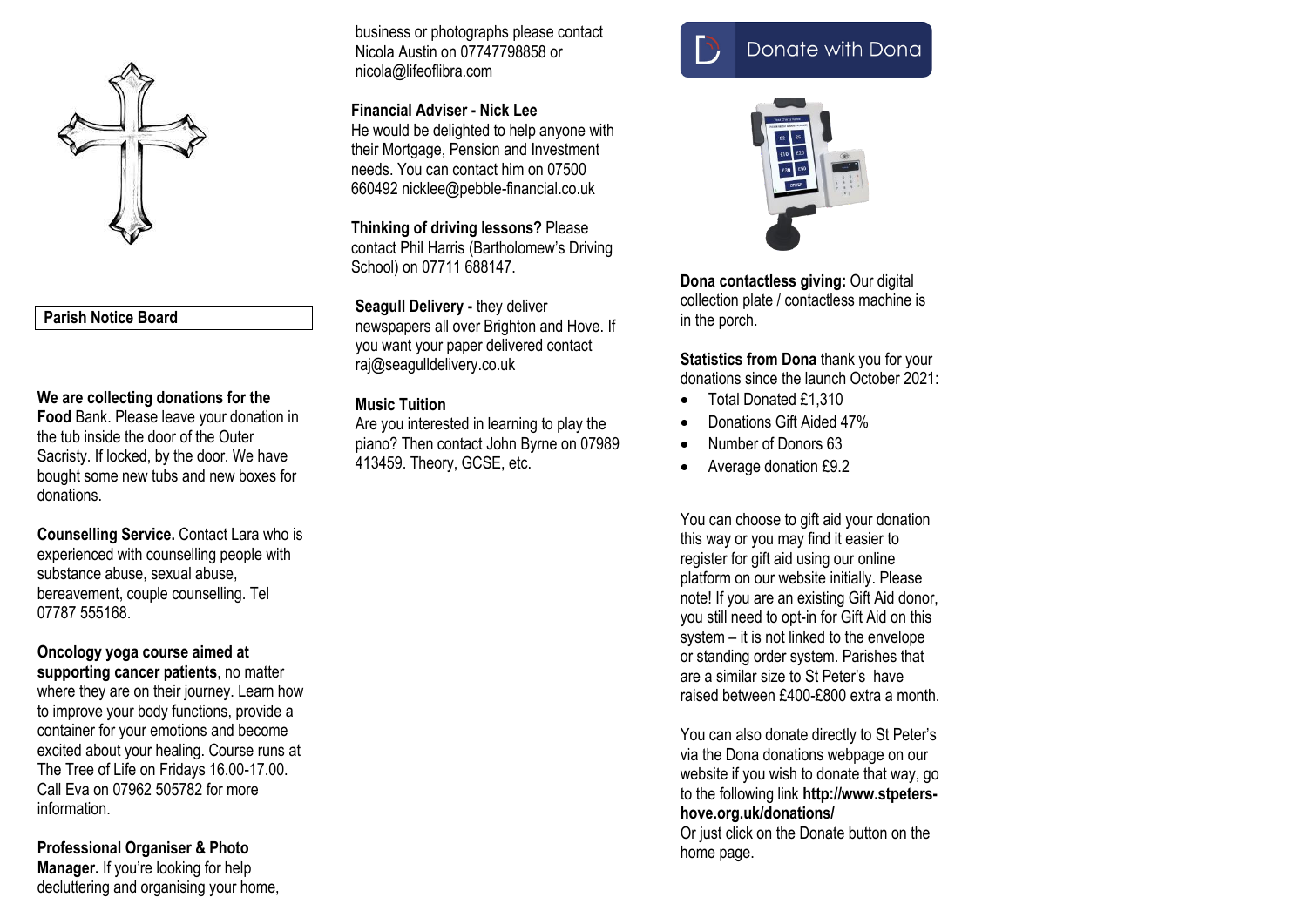## Parish Notice Board

**We are collecting donations for the Food** Bank. Please leave your donation in the tub inside the door of the Outer Sacristy. If locked, by the door. We have bought some new tubs and new boxes for donations.

**Counselling Service.** Contact Lara who is experienced with counselling people with substance abuse, sexual abuse, bereavement, couple counselling. Tel 07787 555168.

**Oncology yoga course aimed at supporting cancer patients**, no matter where they are on their journey. Learn how to improve your body functions, provide a container for your emotions and become excited about your healing. Course runs at The Tree of Life on Fridays 16.00-17.00. Call Eva on 07962 505782 for more information.

**Professional Organiser & Photo Manager.** If you're looking for help decluttering and organising your home, business or photographs please contact Nicola Austin on 07747798858 or nicola@lifeoflibra.com

**Financial Adviser - Nick Lee**
He would be delighted to help anyone with their Mortgage, Pension and Investment needs. You can contact him on 07500 660492 nicklee@pebble-financial.co.uk

**Thinking of driving lessons?** Please contact Phil Harris (Bartholomew's Driving School) on 07711 688147.

**Seagull Delivery -** they deliver newspapers all over Brighton and Hove. If you want your paper delivered contact raj@seagulldelivery.co.uk

**Music Tuition**
Are you interested in learning to play the piano? Then contact John Byrne on 07989 413459. Theory, GCSE, etc.

Donate with Dona

**Dona contactless giving:** Our digital collection plate / contactless machine is in the porch.

**Statistics from Dona** thank you for your donations since the launch October 2021:

- Total Donated £1,310
- Donations Gift Aided 47%
- Number of Donors 63
- Average donation £9.2

You can choose to gift aid your donation this way or you may find it easier to register for gift aid using our online platform on our website initially. Please note! If you are an existing Gift Aid donor, you still need to opt-in for Gift Aid on this system – it is not linked to the envelope or standing order system. Parishes that are a similar size to St Peter's have raised between £400-£800 extra a month.

You can also donate directly to St Peter's via the Dona donations webpage on our website if you wish to donate that way, go to the following link **http://www.stpeters-hove.org.uk/donations/**
Or just click on the Donate button on the home page.